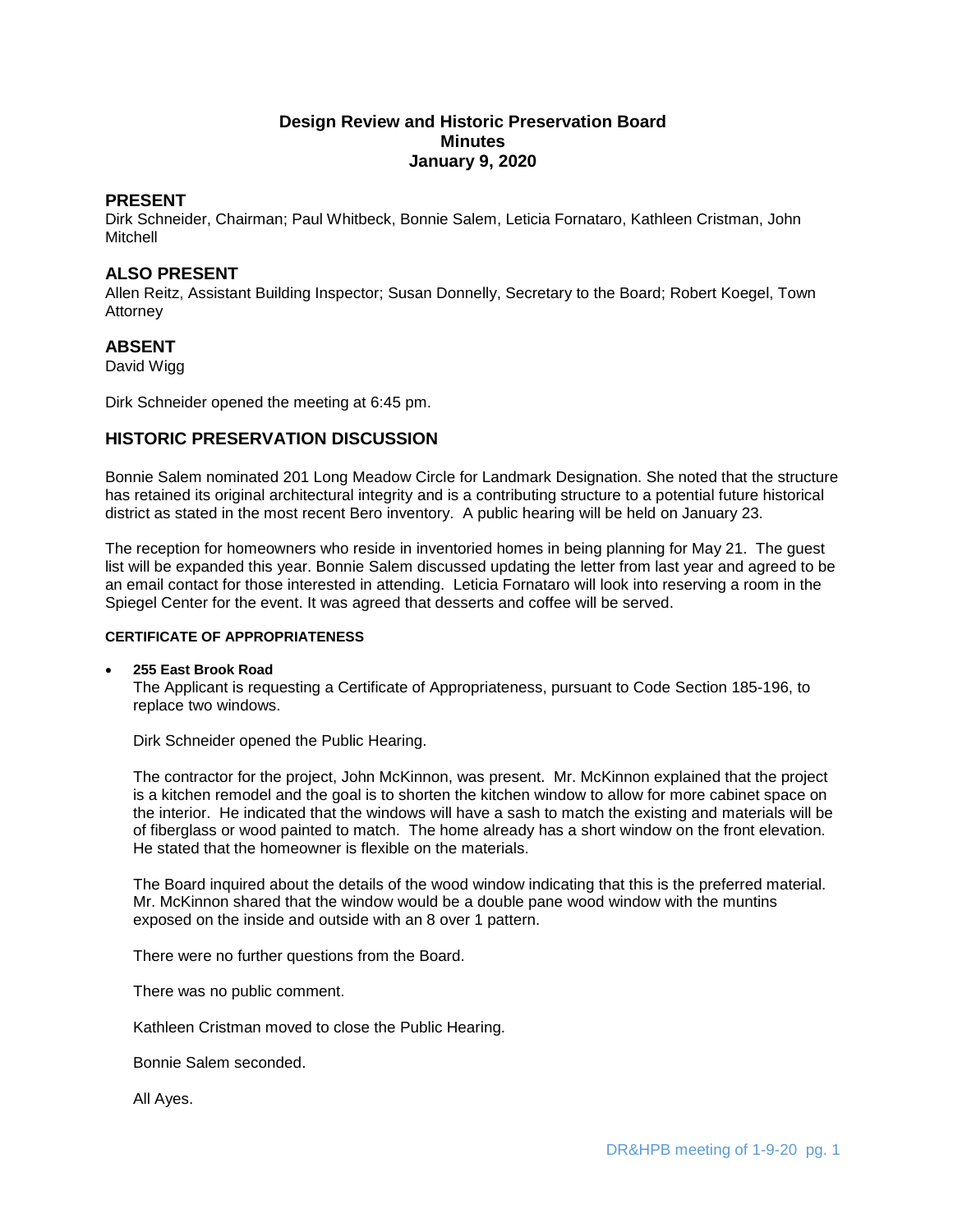# Design Review and Historic Preservation Board
## Minutes
## January 9, 2020

## PRESENT

Dirk Schneider, Chairman; Paul Whitbeck, Bonnie Salem, Leticia Fornataro, Kathleen Cristman, John Mitchell

## ALSO PRESENT

Allen Reitz, Assistant Building Inspector; Susan Donnelly, Secretary to the Board; Robert Koegel, Town Attorney

## ABSENT

David Wigg

Dirk Schneider opened the meeting at 6:45 pm.

## HISTORIC PRESERVATION DISCUSSION

Bonnie Salem nominated 201 Long Meadow Circle for Landmark Designation. She noted that the structure has retained its original architectural integrity and is a contributing structure to a potential future historical district as stated in the most recent Bero inventory. A public hearing will be held on January 23.

The reception for homeowners who reside in inventoried homes in being planning for May 21. The guest list will be expanded this year. Bonnie Salem discussed updating the letter from last year and agreed to be an email contact for those interested in attending. Leticia Fornataro will look into reserving a room in the Spiegel Center for the event. It was agreed that desserts and coffee will be served.

#### CERTIFICATE OF APPROPRIATENESS

- **255 East Brook Road**

  The Applicant is requesting a Certificate of Appropriateness, pursuant to Code Section 185-196, to replace two windows.

  Dirk Schneider opened the Public Hearing.

  The contractor for the project, John McKinnon, was present. Mr. McKinnon explained that the project is a kitchen remodel and the goal is to shorten the kitchen window to allow for more cabinet space on the interior. He indicated that the windows will have a sash to match the existing and materials will be of fiberglass or wood painted to match. The home already has a short window on the front elevation. He stated that the homeowner is flexible on the materials.

  The Board inquired about the details of the wood window indicating that this is the preferred material. Mr. McKinnon shared that the window would be a double pane wood window with the muntins exposed on the inside and outside with an 8 over 1 pattern.

  There were no further questions from the Board.

  There was no public comment.

  Kathleen Cristman moved to close the Public Hearing.

  Bonnie Salem seconded.

  All Ayes.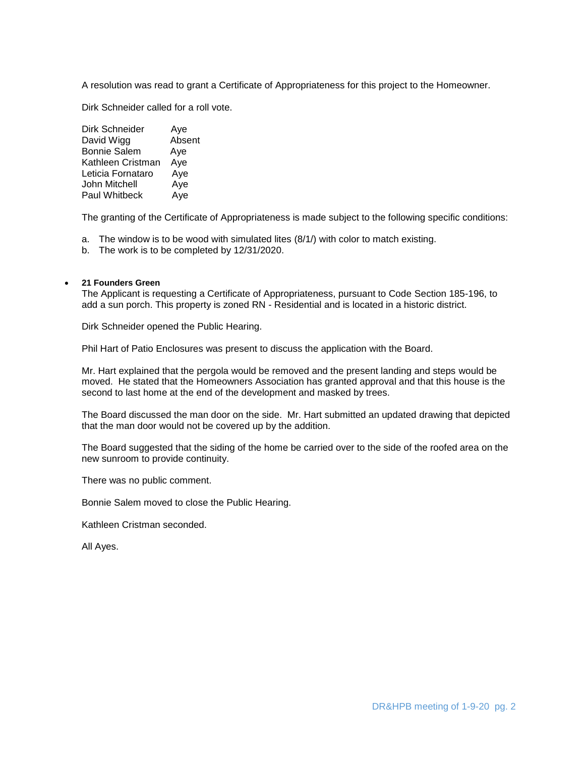A resolution was read to grant a Certificate of Appropriateness for this project to the Homeowner.

Dirk Schneider called for a roll vote.

| | |
|---|---|
| Dirk Schneider | Aye |
| David Wigg | Absent |
| Bonnie Salem | Aye |
| Kathleen Cristman | Aye |
| Leticia Fornataro | Aye |
| John Mitchell | Aye |
| Paul Whitbeck | Aye |

The granting of the Certificate of Appropriateness is made subject to the following specific conditions:

a. The window is to be wood with simulated lites (8/1/) with color to match existing.
b. The work is to be completed by 12/31/2020.

- **21 Founders Green**
  The Applicant is requesting a Certificate of Appropriateness, pursuant to Code Section 185-196, to add a sun porch. This property is zoned RN - Residential and is located in a historic district.

  Dirk Schneider opened the Public Hearing.

  Phil Hart of Patio Enclosures was present to discuss the application with the Board.

  Mr. Hart explained that the pergola would be removed and the present landing and steps would be moved. He stated that the Homeowners Association has granted approval and that this house is the second to last home at the end of the development and masked by trees.

  The Board discussed the man door on the side. Mr. Hart submitted an updated drawing that depicted that the man door would not be covered up by the addition.

  The Board suggested that the siding of the home be carried over to the side of the roofed area on the new sunroom to provide continuity.

  There was no public comment.

  Bonnie Salem moved to close the Public Hearing.

  Kathleen Cristman seconded.

  All Ayes.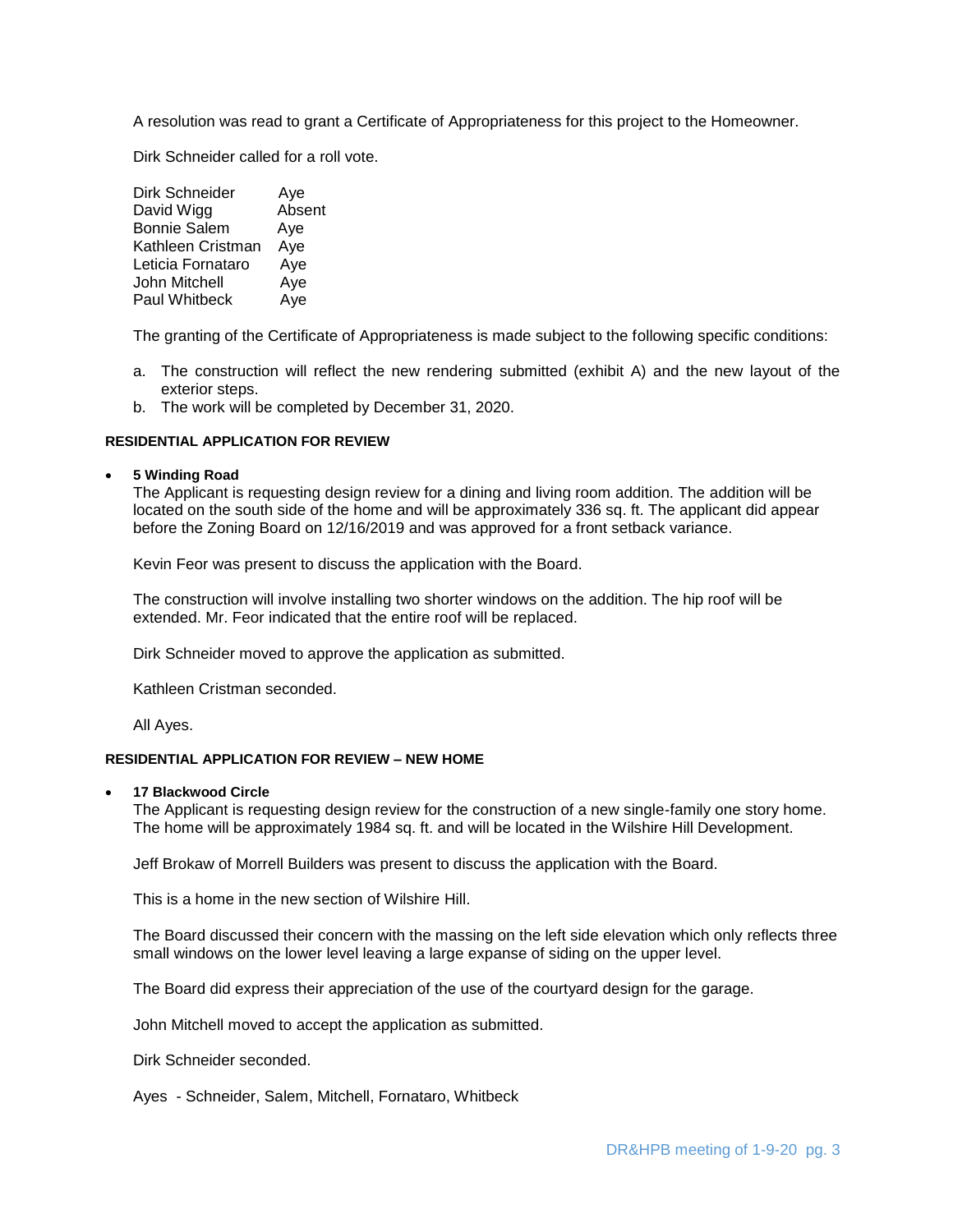A resolution was read to grant a Certificate of Appropriateness for this project to the Homeowner.

Dirk Schneider called for a roll vote.

| | |
|---|---|
| Dirk Schneider | Aye |
| David Wigg | Absent |
| Bonnie Salem | Aye |
| Kathleen Cristman | Aye |
| Leticia Fornataro | Aye |
| John Mitchell | Aye |
| Paul Whitbeck | Aye |

The granting of the Certificate of Appropriateness is made subject to the following specific conditions:

a. The construction will reflect the new rendering submitted (exhibit A) and the new layout of the exterior steps.
b. The work will be completed by December 31, 2020.

**RESIDENTIAL APPLICATION FOR REVIEW**

- **5 Winding Road**
  The Applicant is requesting design review for a dining and living room addition. The addition will be located on the south side of the home and will be approximately 336 sq. ft. The applicant did appear before the Zoning Board on 12/16/2019 and was approved for a front setback variance.

  Kevin Feor was present to discuss the application with the Board.

  The construction will involve installing two shorter windows on the addition. The hip roof will be extended. Mr. Feor indicated that the entire roof will be replaced.

  Dirk Schneider moved to approve the application as submitted.

  Kathleen Cristman seconded.

  All Ayes.

**RESIDENTIAL APPLICATION FOR REVIEW – NEW HOME**

- **17 Blackwood Circle**
  The Applicant is requesting design review for the construction of a new single-family one story home. The home will be approximately 1984 sq. ft. and will be located in the Wilshire Hill Development.

  Jeff Brokaw of Morrell Builders was present to discuss the application with the Board.

  This is a home in the new section of Wilshire Hill.

  The Board discussed their concern with the massing on the left side elevation which only reflects three small windows on the lower level leaving a large expanse of siding on the upper level.

  The Board did express their appreciation of the use of the courtyard design for the garage.

  John Mitchell moved to accept the application as submitted.

  Dirk Schneider seconded.

  Ayes - Schneider, Salem, Mitchell, Fornataro, Whitbeck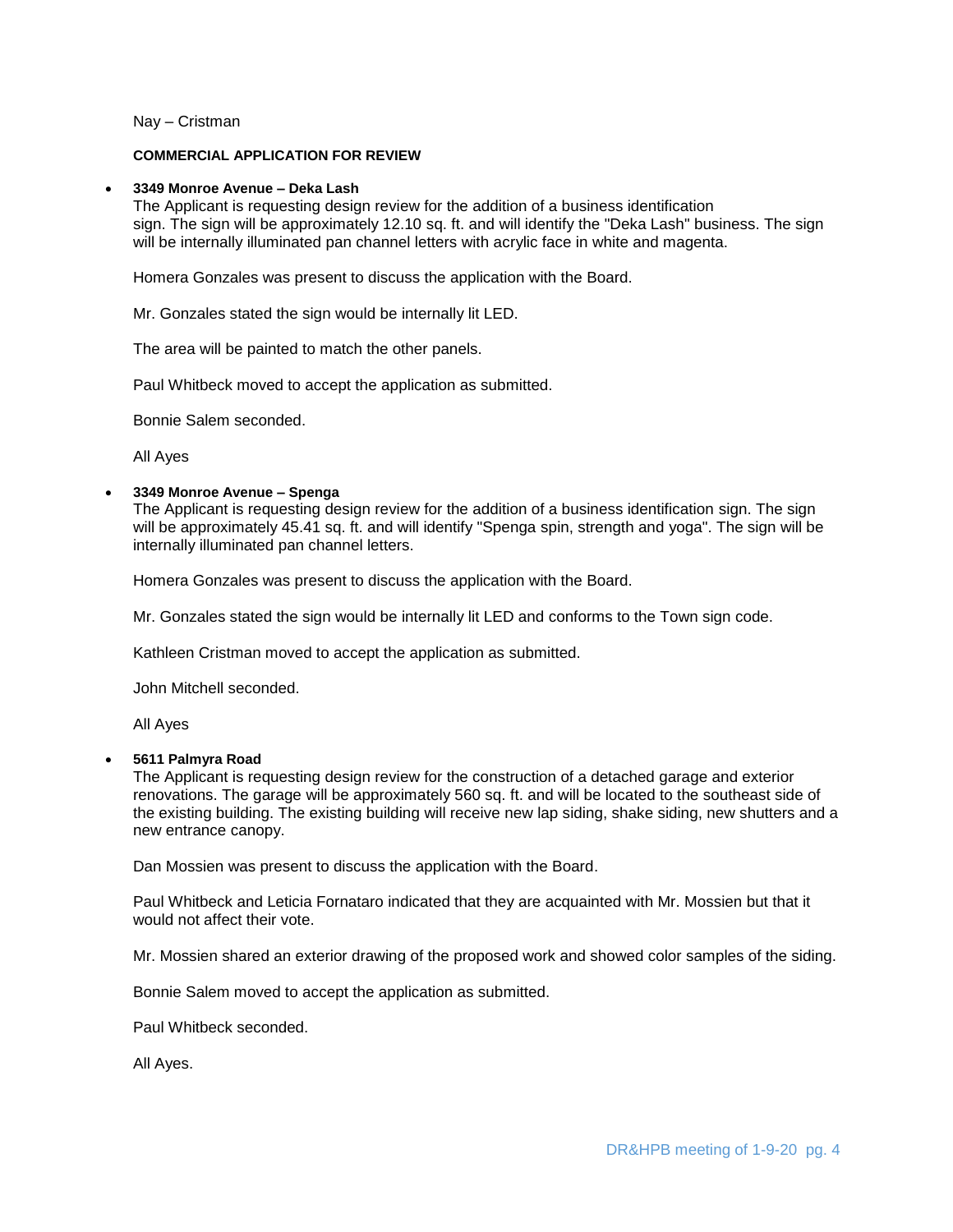Nay – Cristman

**COMMERCIAL APPLICATION FOR REVIEW**

- **3349 Monroe Avenue – Deka Lash**
  The Applicant is requesting design review for the addition of a business identification sign. The sign will be approximately 12.10 sq. ft. and will identify the "Deka Lash" business. The sign will be internally illuminated pan channel letters with acrylic face in white and magenta.

  Homera Gonzales was present to discuss the application with the Board.

  Mr. Gonzales stated the sign would be internally lit LED.

  The area will be painted to match the other panels.

  Paul Whitbeck moved to accept the application as submitted.

  Bonnie Salem seconded.

  All Ayes

- **3349 Monroe Avenue – Spenga**
  The Applicant is requesting design review for the addition of a business identification sign. The sign will be approximately 45.41 sq. ft. and will identify "Spenga spin, strength and yoga". The sign will be internally illuminated pan channel letters.

  Homera Gonzales was present to discuss the application with the Board.

  Mr. Gonzales stated the sign would be internally lit LED and conforms to the Town sign code.

  Kathleen Cristman moved to accept the application as submitted.

  John Mitchell seconded.

  All Ayes

- **5611 Palmyra Road**
  The Applicant is requesting design review for the construction of a detached garage and exterior renovations. The garage will be approximately 560 sq. ft. and will be located to the southeast side of the existing building. The existing building will receive new lap siding, shake siding, new shutters and a new entrance canopy.

  Dan Mossien was present to discuss the application with the Board.

  Paul Whitbeck and Leticia Fornataro indicated that they are acquainted with Mr. Mossien but that it would not affect their vote.

  Mr. Mossien shared an exterior drawing of the proposed work and showed color samples of the siding.

  Bonnie Salem moved to accept the application as submitted.

  Paul Whitbeck seconded.

  All Ayes.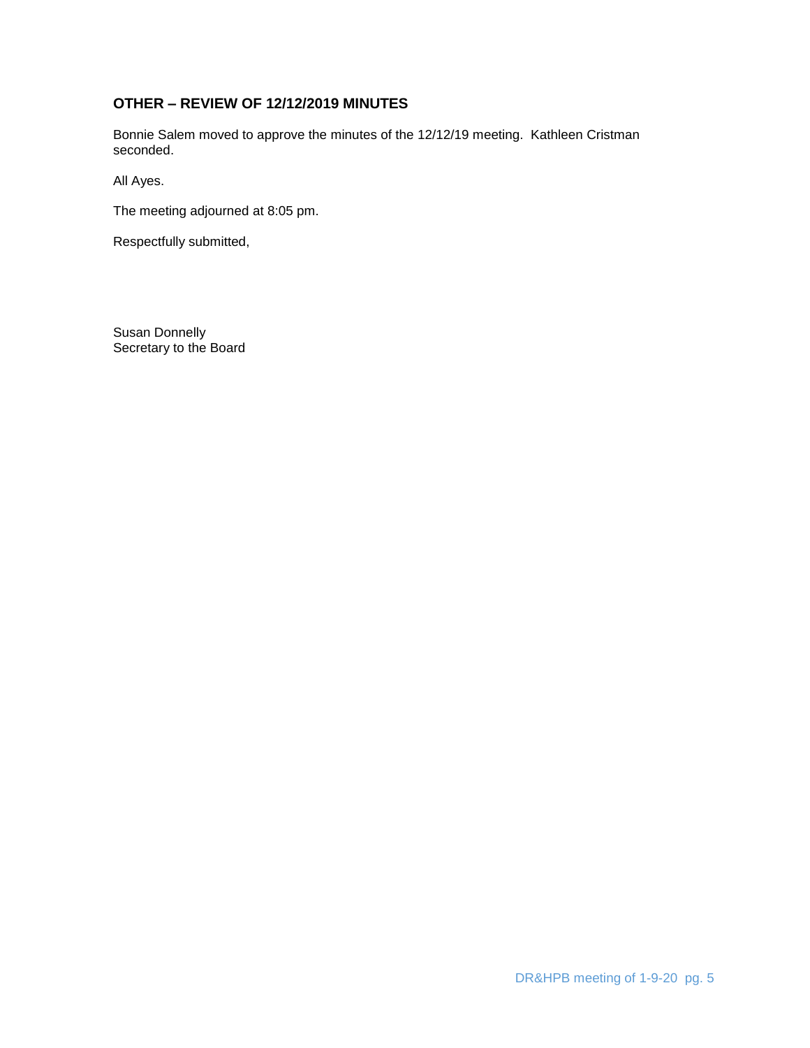## OTHER – REVIEW OF 12/12/2019 MINUTES

Bonnie Salem moved to approve the minutes of the 12/12/19 meeting. Kathleen Cristman seconded.

All Ayes.

The meeting adjourned at 8:05 pm.

Respectfully submitted,

Susan Donnelly
Secretary to the Board